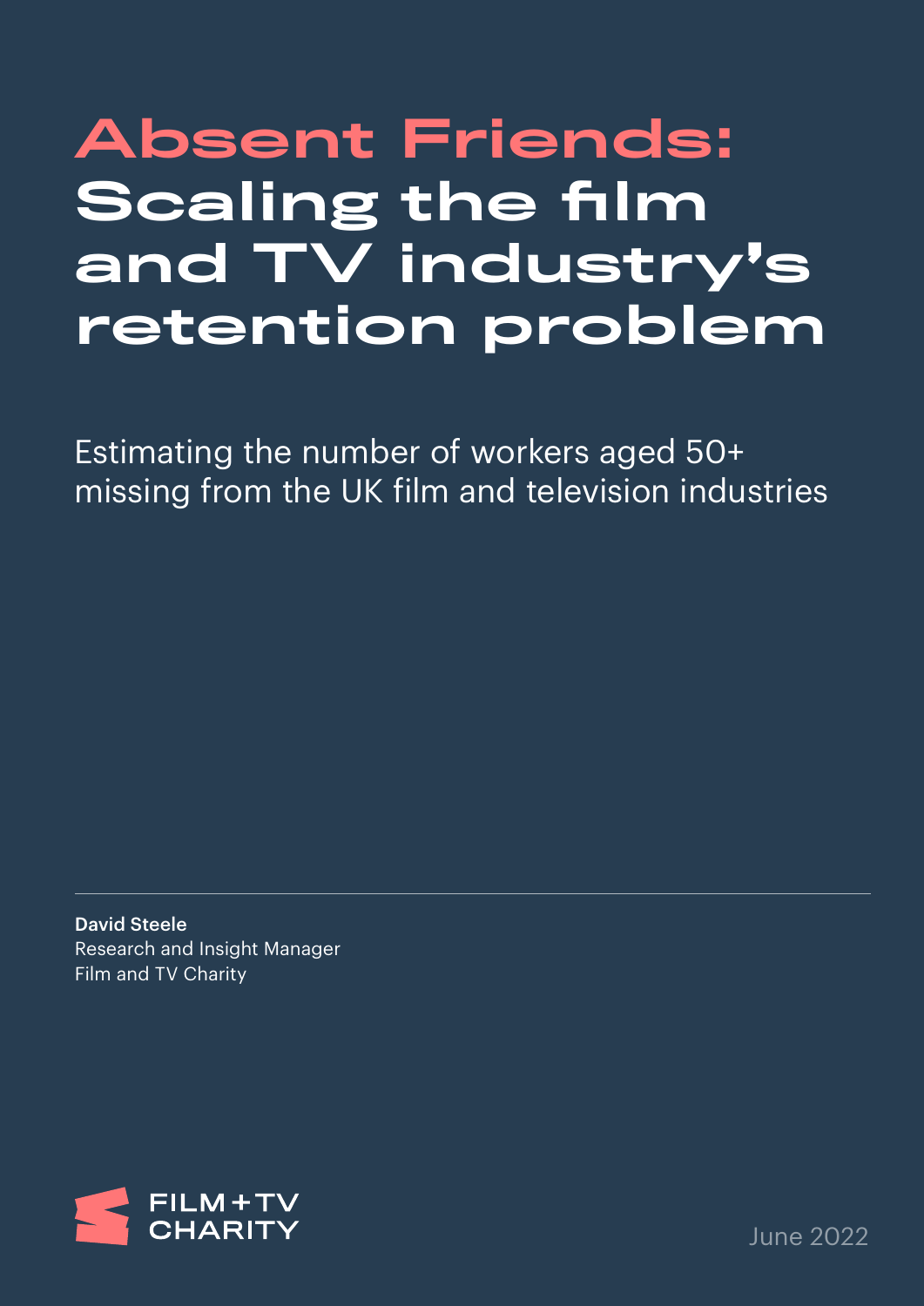# Absent Friends: Scaling the film and TV industry's retention problem

Estimating the number of workers aged 50+ missing from the UK film and television industries

**David Steele**
Research and Insight Manager
Film and TV Charity

FILM+TV CHARITY

June 2022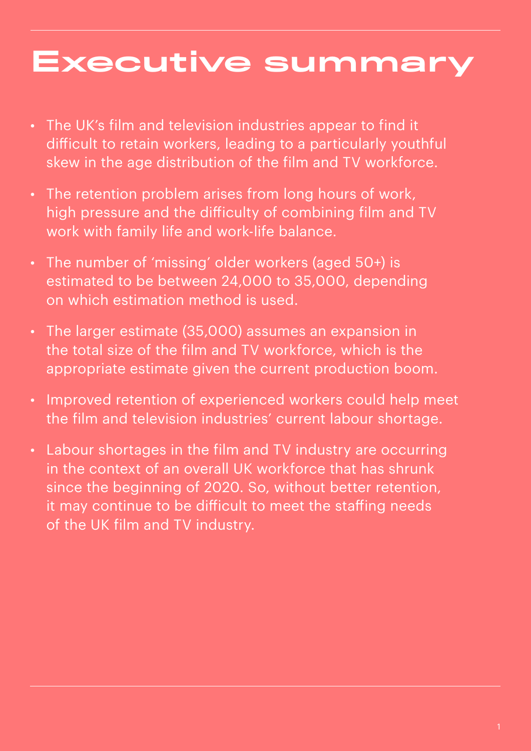# Executive summary

- The UK's film and television industries appear to find it difficult to retain workers, leading to a particularly youthful skew in the age distribution of the film and TV workforce.
- The retention problem arises from long hours of work, high pressure and the difficulty of combining film and TV work with family life and work-life balance.
- The number of 'missing' older workers (aged 50+) is estimated to be between 24,000 to 35,000, depending on which estimation method is used.
- The larger estimate (35,000) assumes an expansion in the total size of the film and TV workforce, which is the appropriate estimate given the current production boom.
- Improved retention of experienced workers could help meet the film and television industries' current labour shortage.
- Labour shortages in the film and TV industry are occurring in the context of an overall UK workforce that has shrunk since the beginning of 2020. So, without better retention, it may continue to be difficult to meet the staffing needs of the UK film and TV industry.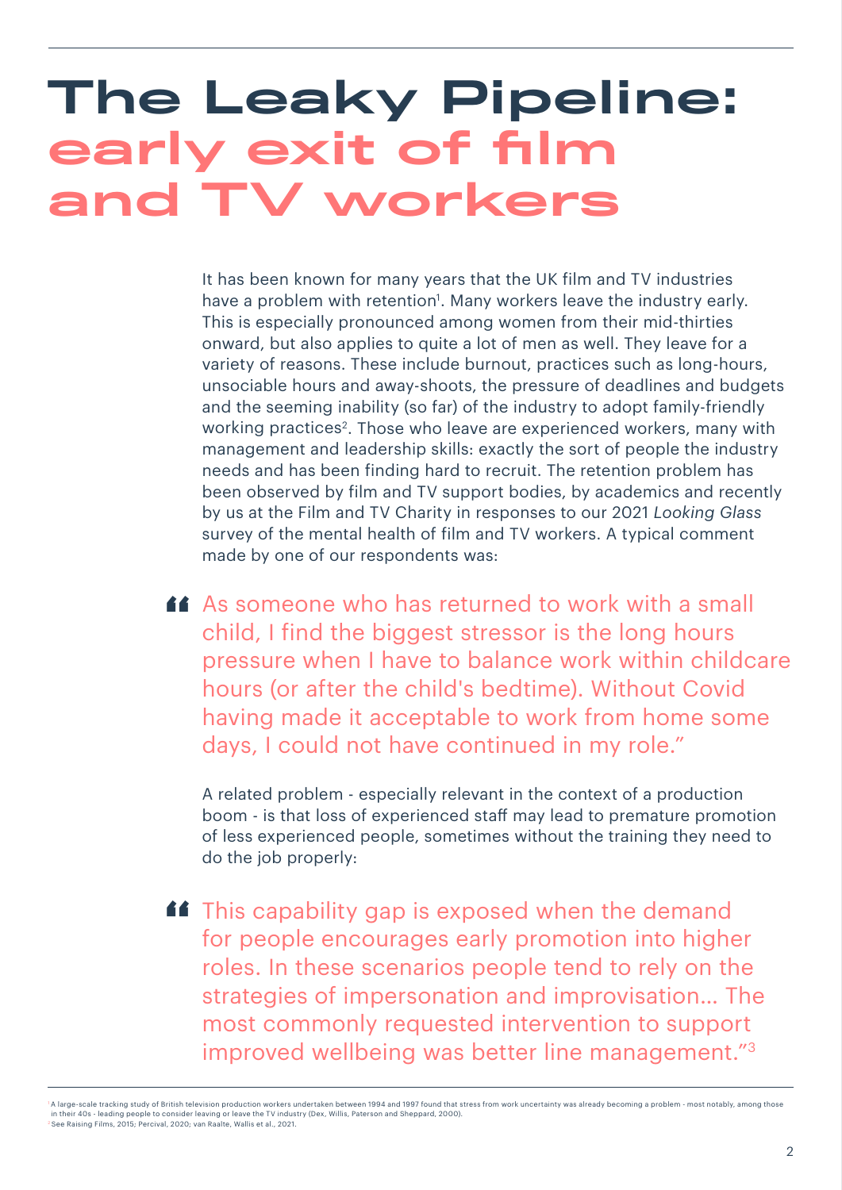# The Leaky Pipeline: early exit of film and TV workers

It has been known for many years that the UK film and TV industries have a problem with retention[1]. Many workers leave the industry early. This is especially pronounced among women from their mid-thirties onward, but also applies to quite a lot of men as well. They leave for a variety of reasons. These include burnout, practices such as long-hours, unsociable hours and away-shoots, the pressure of deadlines and budgets and the seeming inability (so far) of the industry to adopt family-friendly working practices[2]. Those who leave are experienced workers, many with management and leadership skills: exactly the sort of people the industry needs and has been finding hard to recruit. The retention problem has been observed by film and TV support bodies, by academics and recently by us at the Film and TV Charity in responses to our 2021 *Looking Glass* survey of the mental health of film and TV workers. A typical comment made by one of our respondents was:

> "As someone who has returned to work with a small child, I find the biggest stressor is the long hours pressure when I have to balance work within childcare hours (or after the child's bedtime). Without Covid having made it acceptable to work from home some days, I could not have continued in my role."

A related problem - especially relevant in the context of a production boom - is that loss of experienced staff may lead to premature promotion of less experienced people, sometimes without the training they need to do the job properly:

> "This capability gap is exposed when the demand for people encourages early promotion into higher roles. In these scenarios people tend to rely on the strategies of impersonation and improvisation… The most commonly requested intervention to support improved wellbeing was better line management."[3]

---

[1] A large-scale tracking study of British television production workers undertaken between 1994 and 1997 found that stress from work uncertainty was already becoming a problem - most notably, among those in their 40s - leading people to consider leaving or leave the TV industry (Dex, Willis, Paterson and Sheppard, 2000).

[2] See Raising Films, 2015; Percival, 2020; van Raalte, Wallis et al., 2021.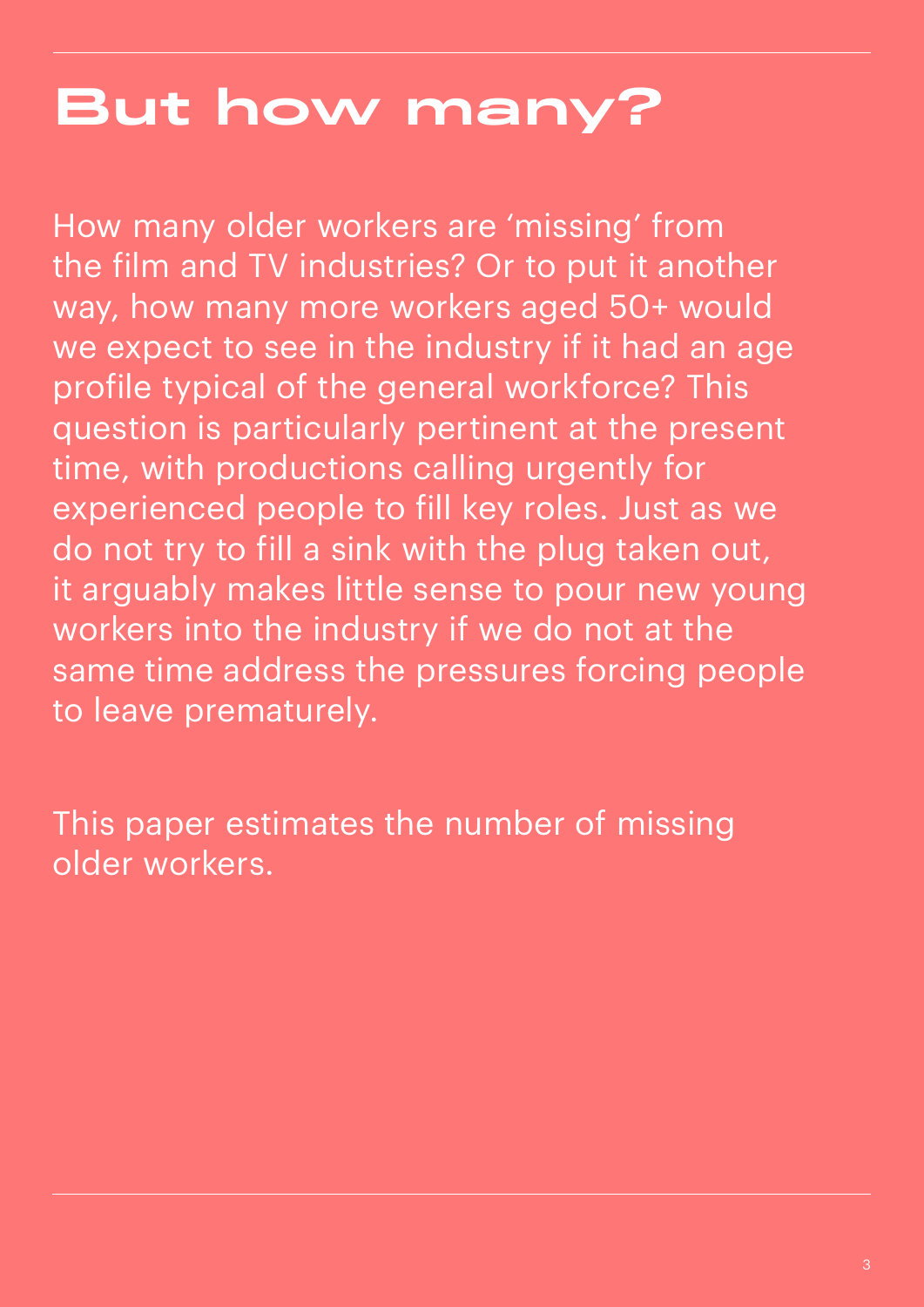# But how many?

How many older workers are 'missing' from the film and TV industries? Or to put it another way, how many more workers aged 50+ would we expect to see in the industry if it had an age profile typical of the general workforce? This question is particularly pertinent at the present time, with productions calling urgently for experienced people to fill key roles. Just as we do not try to fill a sink with the plug taken out, it arguably makes little sense to pour new young workers into the industry if we do not at the same time address the pressures forcing people to leave prematurely.

This paper estimates the number of missing older workers.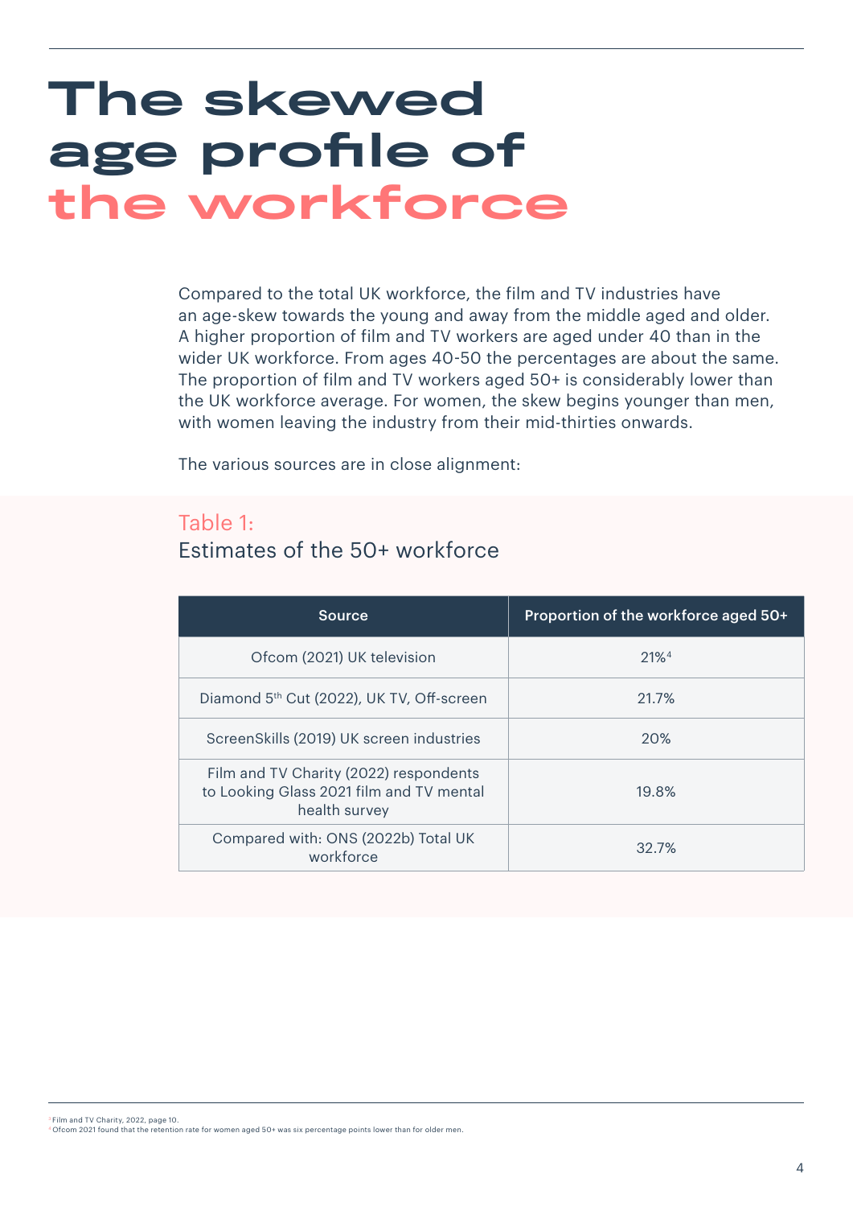# The skewed age profile of the workforce

Compared to the total UK workforce, the film and TV industries have an age-skew towards the young and away from the middle aged and older. A higher proportion of film and TV workers are aged under 40 than in the wider UK workforce. From ages 40-50 the percentages are about the same. The proportion of film and TV workers aged 50+ is considerably lower than the UK workforce average. For women, the skew begins younger than men, with women leaving the industry from their mid-thirties onwards.

The various sources are in close alignment:

## Table 1:
Estimates of the 50+ workforce

| Source | Proportion of the workforce aged 50+ |
|---|---|
| Ofcom (2021) UK television | 21%[4] |
| Diamond 5th Cut (2022), UK TV, Off-screen | 21.7% |
| ScreenSkills (2019) UK screen industries | 20% |
| Film and TV Charity (2022) respondents to Looking Glass 2021 film and TV mental health survey | 19.8% |
| Compared with: ONS (2022b) Total UK workforce | 32.7% |

[3] Film and TV Charity, 2022, page 10.
[4] Ofcom 2021 found that the retention rate for women aged 50+ was six percentage points lower than for older men.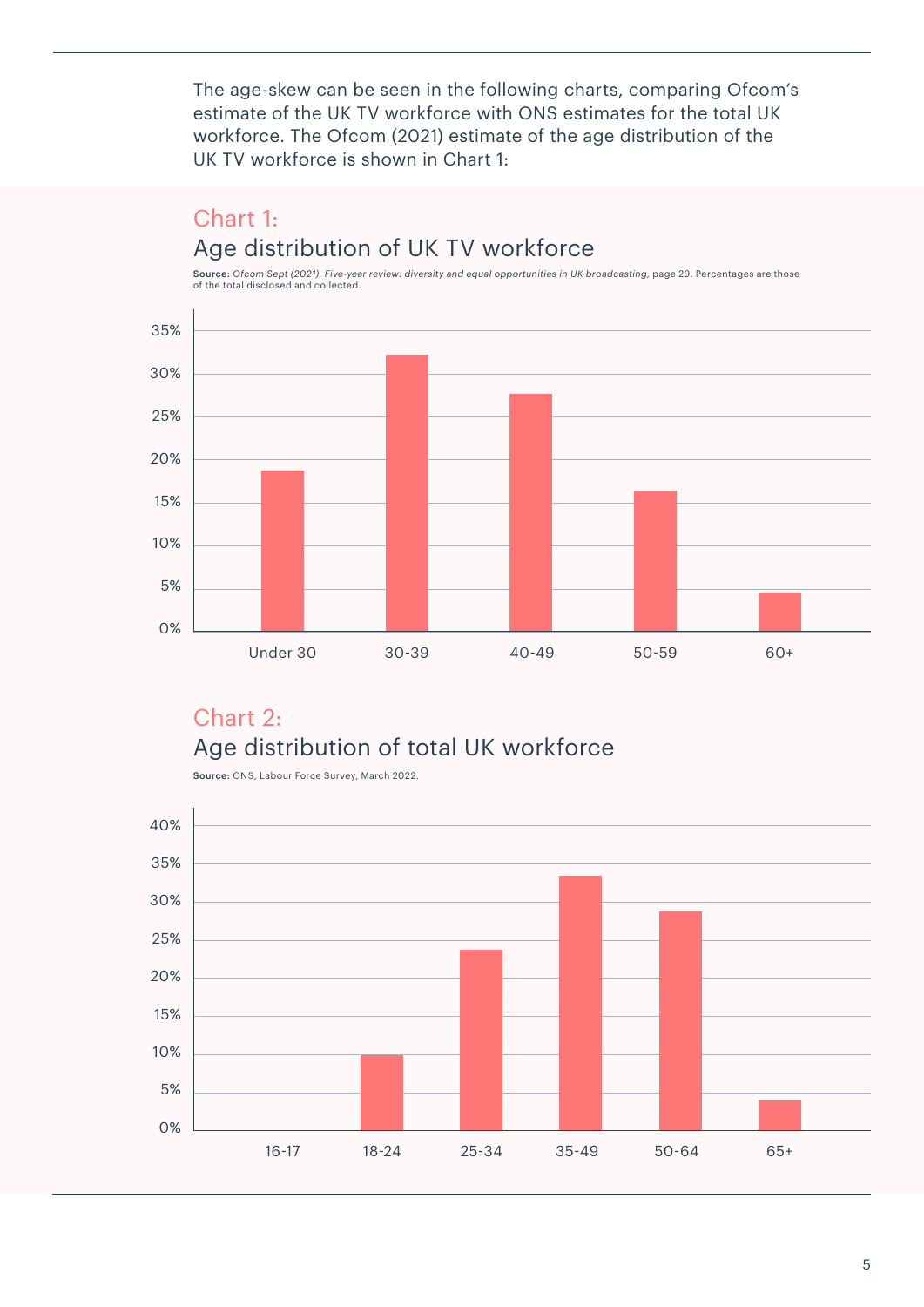The age-skew can be seen in the following charts, comparing Ofcom's estimate of the UK TV workforce with ONS estimates for the total UK workforce. The Ofcom (2021) estimate of the age distribution of the UK TV workforce is shown in Chart 1:

## Chart 1:
## Age distribution of UK TV workforce

**Source:** *Ofcom Sept (2021), Five-year review: diversity and equal opportunities in UK broadcasting,* page 29. Percentages are those of the total disclosed and collected.

35%
30%
25%
20%
15%
10%
5%
0%

Under 30 | 30-39 | 40-49 | 50-59 | 60+

## Chart 2:
## Age distribution of total UK workforce

**Source:** ONS, Labour Force Survey, March 2022.

40%
35%
30%
25%
20%
15%
10%
5%
0%

16-17 | 18-24 | 25-34 | 35-49 | 50-64 | 65+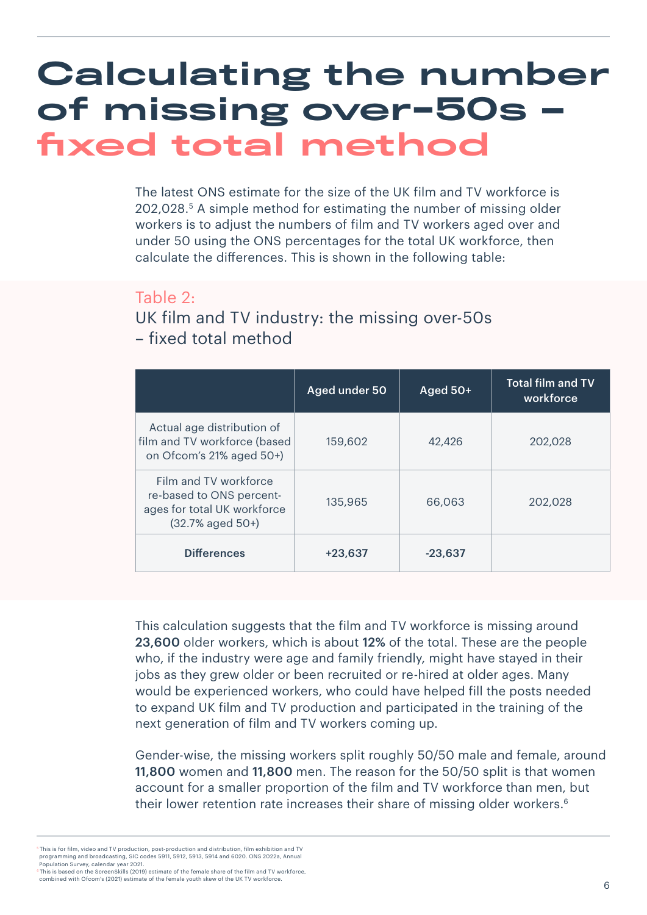# Calculating the number of missing over-50s – fixed total method

The latest ONS estimate for the size of the UK film and TV workforce is 202,028.[5] A simple method for estimating the number of missing older workers is to adjust the numbers of film and TV workers aged over and under 50 using the ONS percentages for the total UK workforce, then calculate the differences. This is shown in the following table:

Table 2:
UK film and TV industry: the missing over-50s – fixed total method

| | Aged under 50 | Aged 50+ | Total film and TV workforce |
|---|---|---|---|
| Actual age distribution of film and TV workforce (based on Ofcom's 21% aged 50+) | 159,602 | 42,426 | 202,028 |
| Film and TV workforce re-based to ONS percent-ages for total UK workforce (32.7% aged 50+) | 135,965 | 66,063 | 202,028 |
| **Differences** | **+23,637** | **-23,637** | |

This calculation suggests that the film and TV workforce is missing around **23,600** older workers, which is about **12%** of the total. These are the people who, if the industry were age and family friendly, might have stayed in their jobs as they grew older or been recruited or re-hired at older ages. Many would be experienced workers, who could have helped fill the posts needed to expand UK film and TV production and participated in the training of the next generation of film and TV workers coming up.

Gender-wise, the missing workers split roughly 50/50 male and female, around **11,800** women and **11,800** men. The reason for the 50/50 split is that women account for a smaller proportion of the film and TV workforce than men, but their lower retention rate increases their share of missing older workers.[6]

[5] This is for film, video and TV production, post-production and distribution, film exhibition and TV programming and broadcasting, SIC codes 5911, 5912, 5913, 5914 and 6020. ONS 2022a, Annual Population Survey, calendar year 2021.

[6] This is based on the ScreenSkills (2019) estimate of the female share of the film and TV workforce, combined with Ofcom's (2021) estimate of the female youth skew of the UK TV workforce.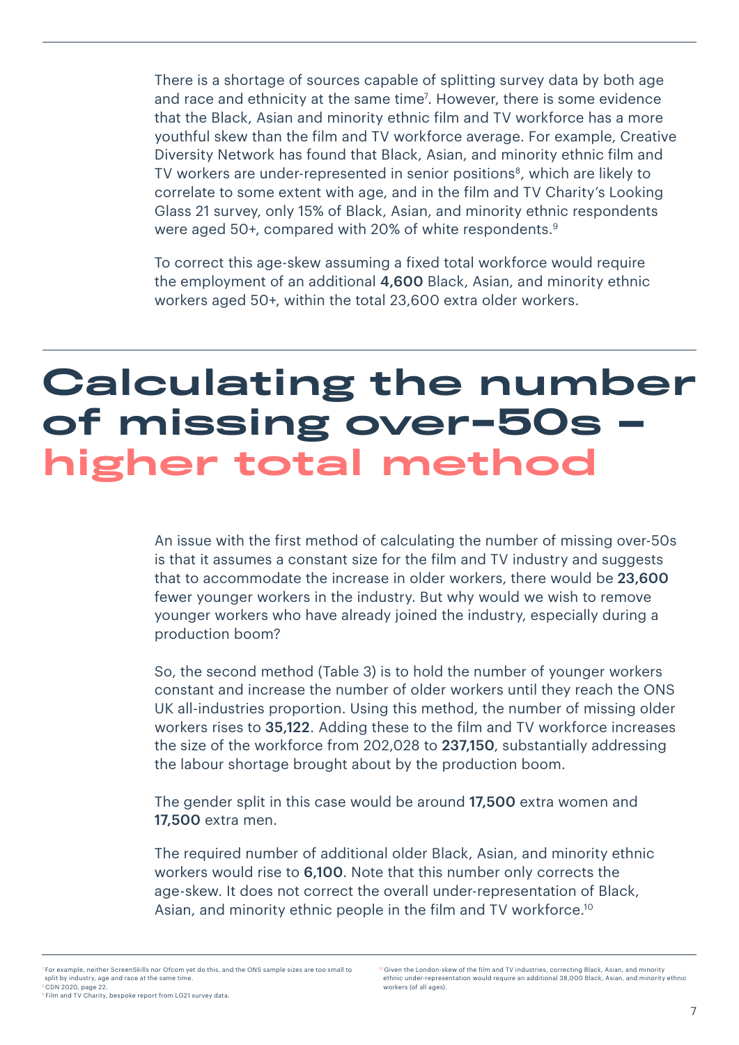There is a shortage of sources capable of splitting survey data by both age and race and ethnicity at the same time[7]. However, there is some evidence that the Black, Asian and minority ethnic film and TV workforce has a more youthful skew than the film and TV workforce average. For example, Creative Diversity Network has found that Black, Asian, and minority ethnic film and TV workers are under-represented in senior positions[8], which are likely to correlate to some extent with age, and in the film and TV Charity's Looking Glass 21 survey, only 15% of Black, Asian, and minority ethnic respondents were aged 50+, compared with 20% of white respondents.[9]

To correct this age-skew assuming a fixed total workforce would require the employment of an additional **4,600** Black, Asian, and minority ethnic workers aged 50+, within the total 23,600 extra older workers.

# Calculating the number of missing over-50s – higher total method

An issue with the first method of calculating the number of missing over-50s is that it assumes a constant size for the film and TV industry and suggests that to accommodate the increase in older workers, there would be **23,600** fewer younger workers in the industry. But why would we wish to remove younger workers who have already joined the industry, especially during a production boom?

So, the second method (Table 3) is to hold the number of younger workers constant and increase the number of older workers until they reach the ONS UK all-industries proportion. Using this method, the number of missing older workers rises to **35,122**. Adding these to the film and TV workforce increases the size of the workforce from 202,028 to **237,150**, substantially addressing the labour shortage brought about by the production boom.

The gender split in this case would be around **17,500** extra women and **17,500** extra men.

The required number of additional older Black, Asian, and minority ethnic workers would rise to **6,100**. Note that this number only corrects the age-skew. It does not correct the overall under-representation of Black, Asian, and minority ethnic people in the film and TV workforce.[10]

---

[7] For example, neither ScreenSkills nor Ofcom yet do this, and the ONS sample sizes are too small to split by industry, age and race at the same time.

[8] CDN 2020, page 22.

[9] Film and TV Charity, bespoke report from LG21 survey data.

[10] Given the London-skew of the film and TV industries, correcting Black, Asian, and minority ethnic under-representation would require an additional 38,000 Black, Asian, and minority ethnic workers (of all ages).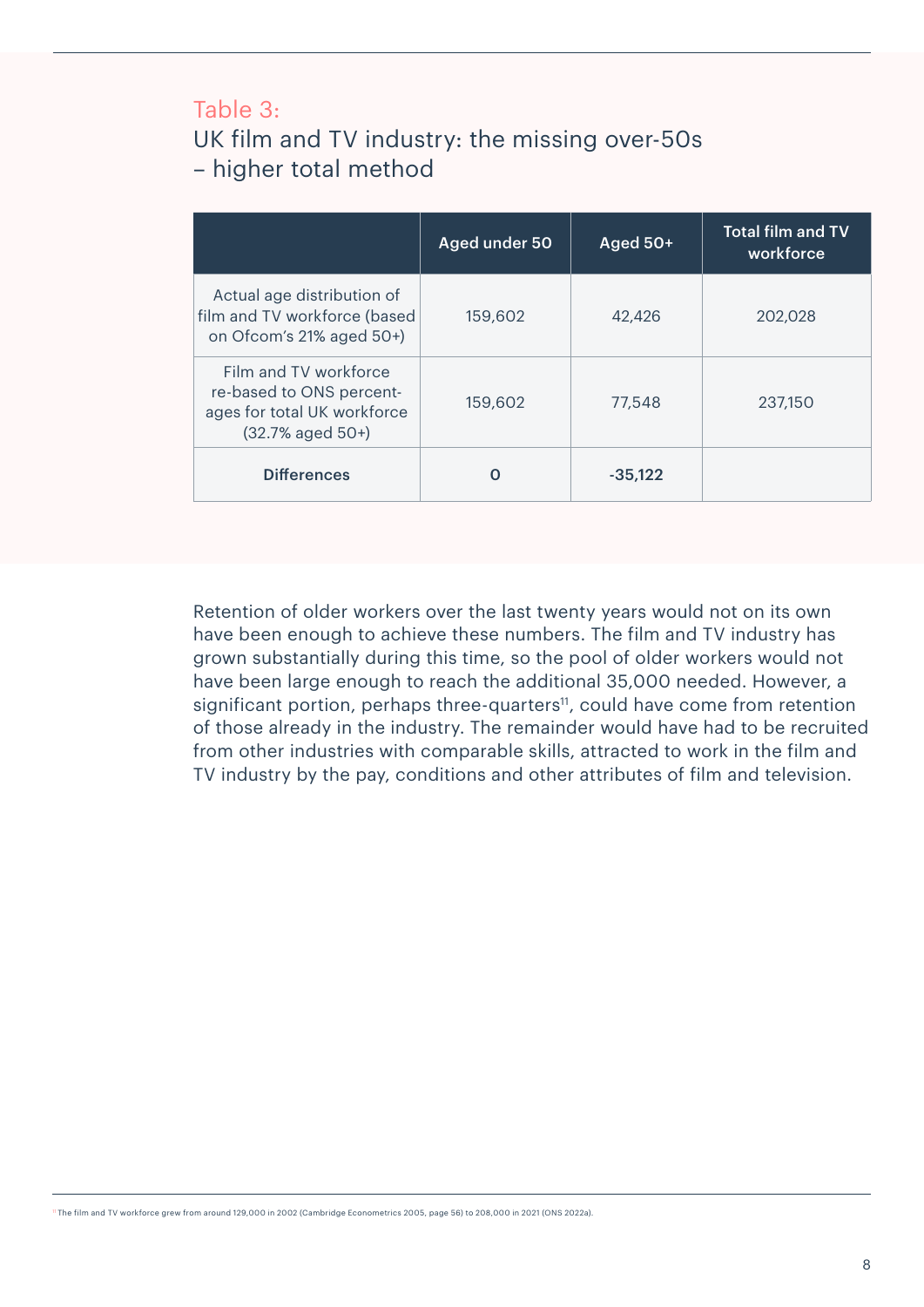## Table 3:
## UK film and TV industry: the missing over-50s – higher total method

| | Aged under 50 | Aged 50+ | Total film and TV workforce |
|---|---|---|---|
| Actual age distribution of film and TV workforce (based on Ofcom's 21% aged 50+) | 159,602 | 42,426 | 202,028 |
| Film and TV workforce re-based to ONS percentages for total UK workforce (32.7% aged 50+) | 159,602 | 77,548 | 237,150 |
| **Differences** | **0** | **-35,122** | |

Retention of older workers over the last twenty years would not on its own have been enough to achieve these numbers. The film and TV industry has grown substantially during this time, so the pool of older workers would not have been large enough to reach the additional 35,000 needed. However, a significant portion, perhaps three-quarters[11], could have come from retention of those already in the industry. The remainder would have had to be recruited from other industries with comparable skills, attracted to work in the film and TV industry by the pay, conditions and other attributes of film and television.

[11] The film and TV workforce grew from around 129,000 in 2002 (Cambridge Econometrics 2005, page 56) to 208,000 in 2021 (ONS 2022a).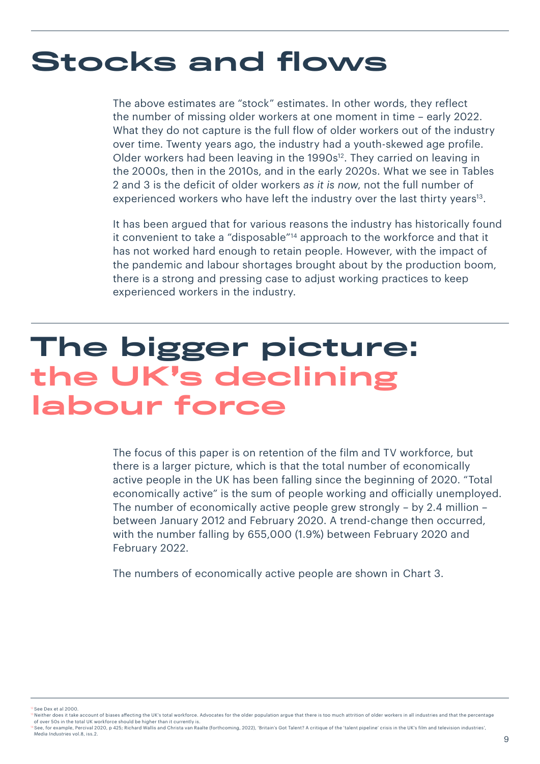# Stocks and flows

The above estimates are "stock" estimates. In other words, they reflect the number of missing older workers at one moment in time – early 2022. What they do not capture is the full flow of older workers out of the industry over time. Twenty years ago, the industry had a youth-skewed age profile. Older workers had been leaving in the 1990s[12]. They carried on leaving in the 2000s, then in the 2010s, and in the early 2020s. What we see in Tables 2 and 3 is the deficit of older workers *as it is now*, not the full number of experienced workers who have left the industry over the last thirty years[13].

It has been argued that for various reasons the industry has historically found it convenient to take a "disposable"[14] approach to the workforce and that it has not worked hard enough to retain people. However, with the impact of the pandemic and labour shortages brought about by the production boom, there is a strong and pressing case to adjust working practices to keep experienced workers in the industry.

# The bigger picture: the UK's declining labour force

The focus of this paper is on retention of the film and TV workforce, but there is a larger picture, which is that the total number of economically active people in the UK has been falling since the beginning of 2020. "Total economically active" is the sum of people working and officially unemployed. The number of economically active people grew strongly – by 2.4 million – between January 2012 and February 2020. A trend-change then occurred, with the number falling by 655,000 (1.9%) between February 2020 and February 2022.

The numbers of economically active people are shown in Chart 3.

---

[12] See Dex et al 2000.

[13] Neither does it take account of biases affecting the UK's total workforce. Advocates for the older population argue that there is too much attrition of older workers in all industries and that the percentage of over 50s in the total UK workforce should be higher than it currently is.

[14] See, for example, Percival 2020, p 425; Richard Wallis and Christa van Raalte (forthcoming, 2022), 'Britain's Got Talent? A critique of the 'talent pipeline' crisis in the UK's film and television industries', *Media Industries* vol.8, iss.2.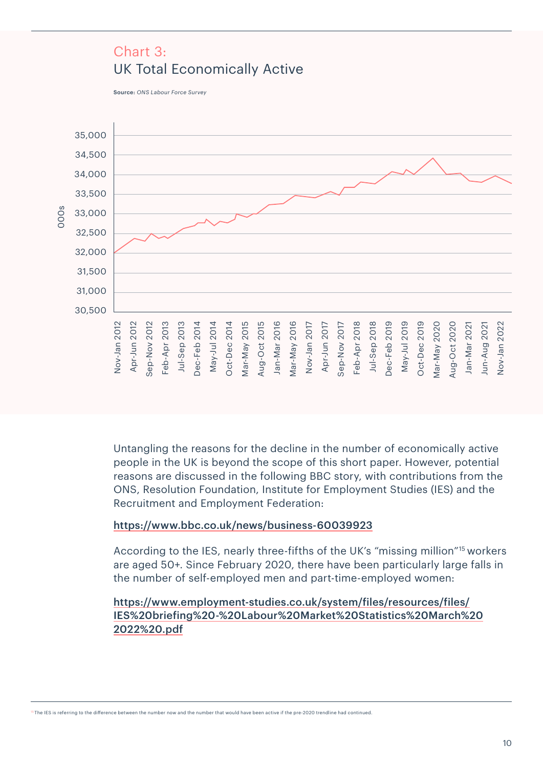## Chart 3:
## UK Total Economically Active

**Source:** *ONS Labour Force Survey*

Untangling the reasons for the decline in the number of economically active people in the UK is beyond the scope of this short paper. However, potential reasons are discussed in the following BBC story, with contributions from the ONS, Resolution Foundation, Institute for Employment Studies (IES) and the Recruitment and Employment Federation:

https://www.bbc.co.uk/news/business-60039923

According to the IES, nearly three-fifths of the UK's "missing million"[15] workers are aged 50+. Since February 2020, there have been particularly large falls in the number of self-employed men and part-time-employed women:

https://www.employment-studies.co.uk/system/files/resources/files/IES%20briefing%20-%20Labour%20Market%20Statistics%20March%202022%20.pdf

[15] The IES is referring to the difference between the number now and the number that would have been active if the pre-2020 trendline had continued.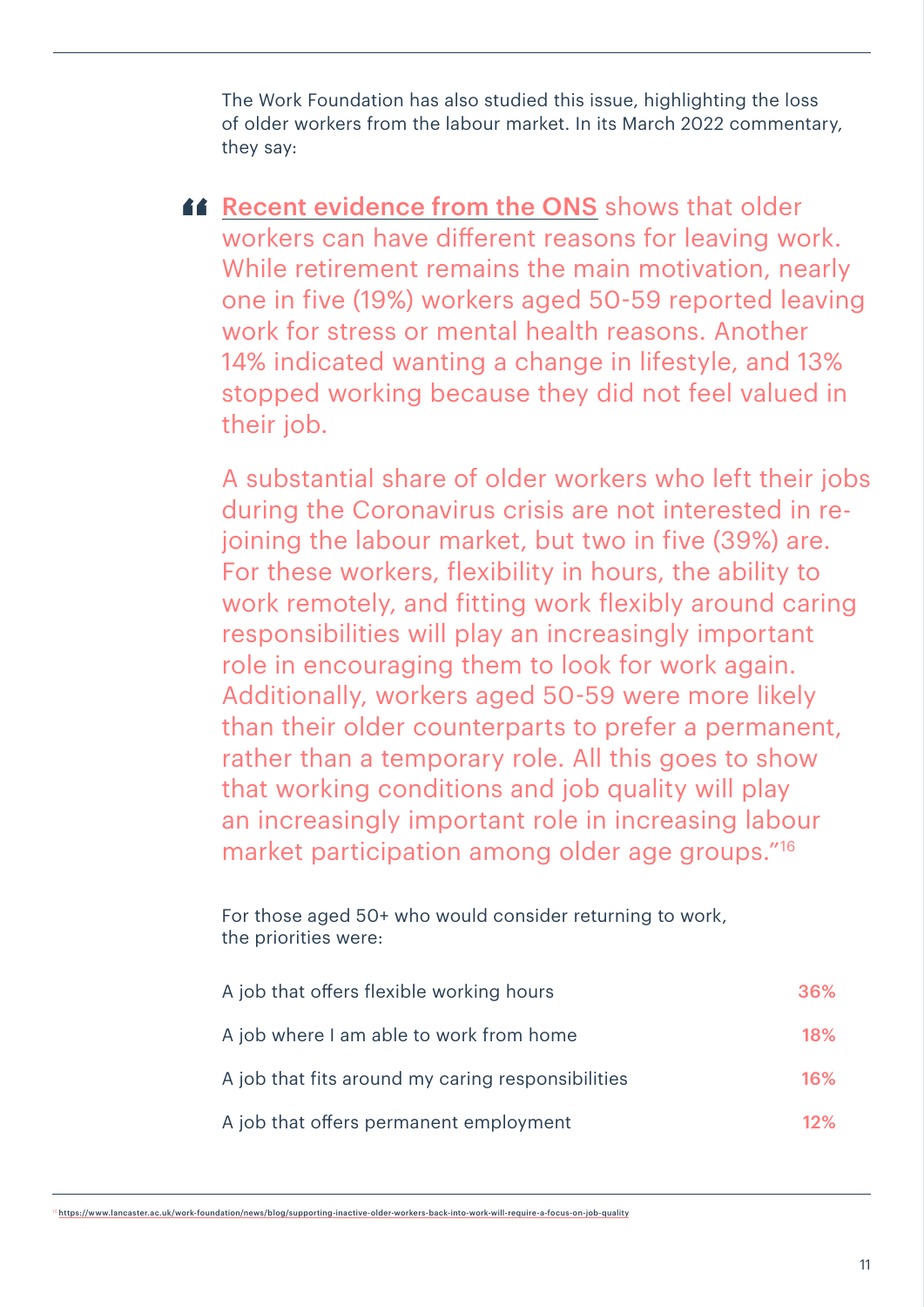The Work Foundation has also studied this issue, highlighting the loss of older workers from the labour market. In its March 2022 commentary, they say:

> "Recent evidence from the ONS shows that older workers can have different reasons for leaving work. While retirement remains the main motivation, nearly one in five (19%) workers aged 50-59 reported leaving work for stress or mental health reasons. Another 14% indicated wanting a change in lifestyle, and 13% stopped working because they did not feel valued in their job.
>
> A substantial share of older workers who left their jobs during the Coronavirus crisis are not interested in re-joining the labour market, but two in five (39%) are. For these workers, flexibility in hours, the ability to work remotely, and fitting work flexibly around caring responsibilities will play an increasingly important role in encouraging them to look for work again. Additionally, workers aged 50-59 were more likely than their older counterparts to prefer a permanent, rather than a temporary role. All this goes to show that working conditions and job quality will play an increasingly important role in increasing labour market participation among older age groups."[16]

For those aged 50+ who would consider returning to work, the priorities were:

| Priority | % |
|---|---|
| A job that offers flexible working hours | **36%** |
| A job where I am able to work from home | **18%** |
| A job that fits around my caring responsibilities | **16%** |
| A job that offers permanent employment | **12%** |

[16] https://www.lancaster.ac.uk/work-foundation/news/blog/supporting-inactive-older-workers-back-into-work-will-require-a-focus-on-job-quality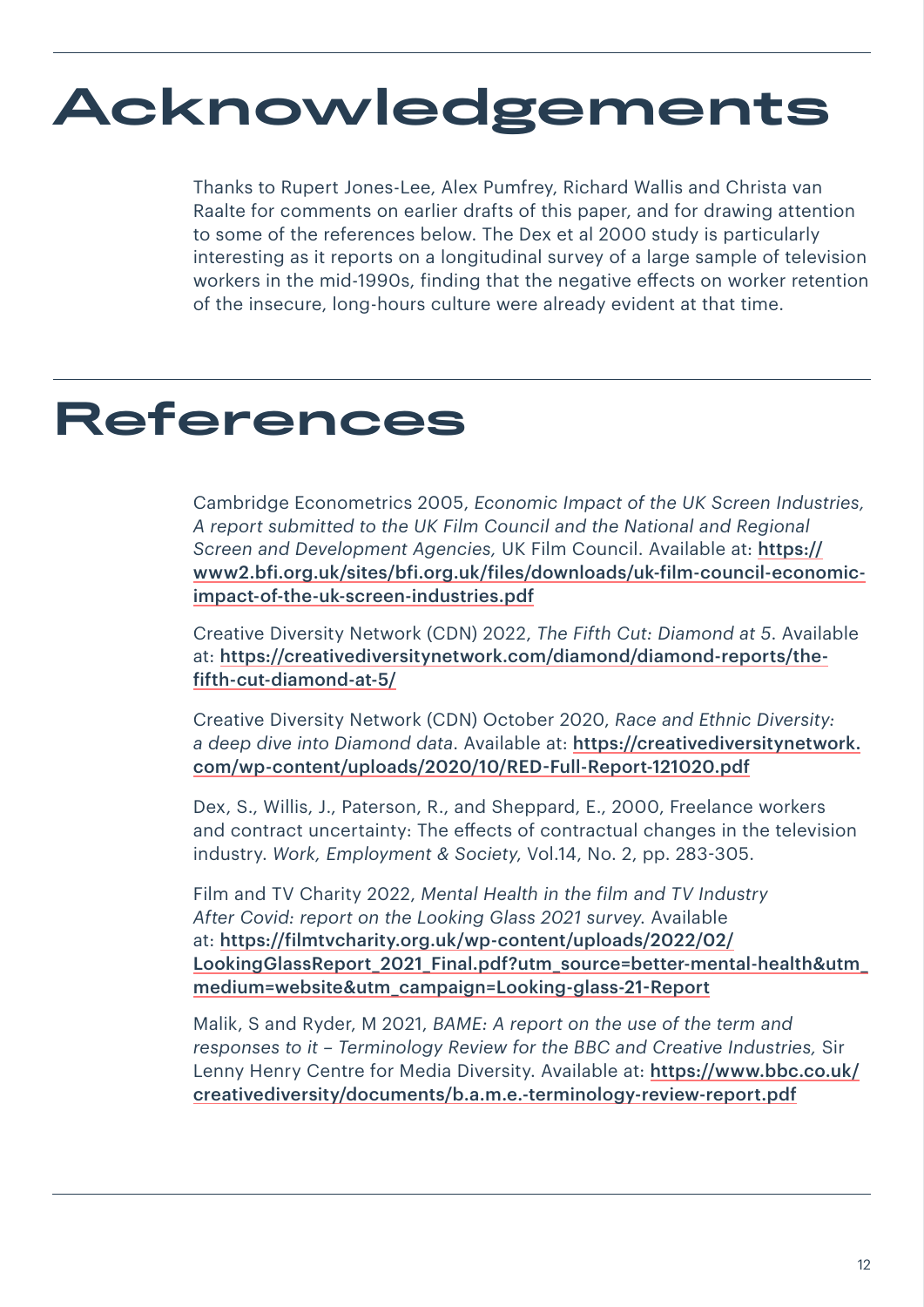# Acknowledgements

Thanks to Rupert Jones-Lee, Alex Pumfrey, Richard Wallis and Christa van Raalte for comments on earlier drafts of this paper, and for drawing attention to some of the references below. The Dex et al 2000 study is particularly interesting as it reports on a longitudinal survey of a large sample of television workers in the mid-1990s, finding that the negative effects on worker retention of the insecure, long-hours culture were already evident at that time.

# References

Cambridge Econometrics 2005, *Economic Impact of the UK Screen Industries, A report submitted to the UK Film Council and the National and Regional Screen and Development Agencies,* UK Film Council. Available at: https://www2.bfi.org.uk/sites/bfi.org.uk/files/downloads/uk-film-council-economic-impact-of-the-uk-screen-industries.pdf

Creative Diversity Network (CDN) 2022, *The Fifth Cut: Diamond at 5*. Available at: https://creativediversitynetwork.com/diamond/diamond-reports/the-fifth-cut-diamond-at-5/

Creative Diversity Network (CDN) October 2020, *Race and Ethnic Diversity: a deep dive into Diamond data*. Available at: https://creativediversitynetwork.com/wp-content/uploads/2020/10/RED-Full-Report-121020.pdf

Dex, S., Willis, J., Paterson, R., and Sheppard, E., 2000, Freelance workers and contract uncertainty: The effects of contractual changes in the television industry. *Work, Employment & Society*, Vol.14, No. 2, pp. 283-305.

Film and TV Charity 2022, *Mental Health in the film and TV Industry After Covid: report on the Looking Glass 2021 survey.* Available at: https://filmtvcharity.org.uk/wp-content/uploads/2022/02/LookingGlassReport_2021_Final.pdf?utm_source=better-mental-health&utm_medium=website&utm_campaign=Looking-glass-21-Report

Malik, S and Ryder, M 2021, *BAME: A report on the use of the term and responses to it – Terminology Review for the BBC and Creative Industries,* Sir Lenny Henry Centre for Media Diversity. Available at: https://www.bbc.co.uk/creativediversity/documents/b.a.m.e.-terminology-review-report.pdf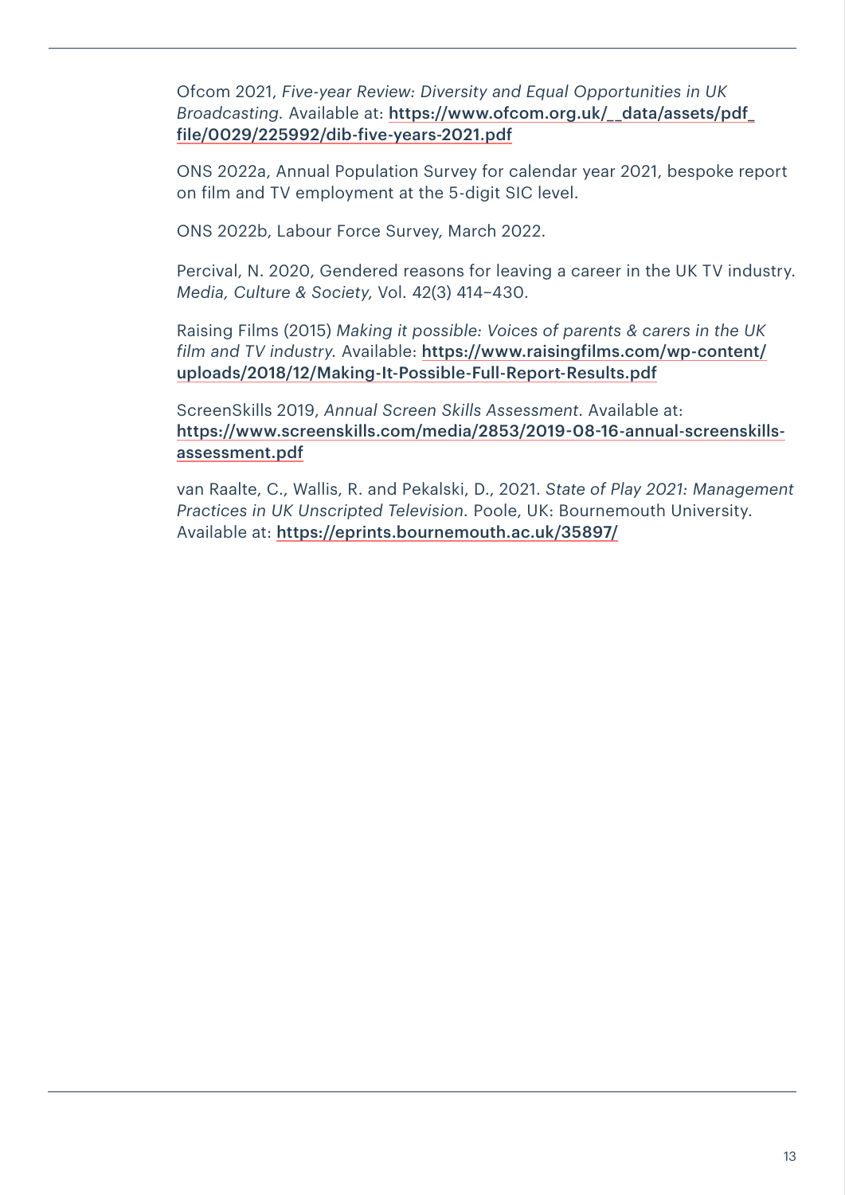Ofcom 2021, *Five-year Review: Diversity and Equal Opportunities in UK Broadcasting.* Available at: https://www.ofcom.org.uk/__data/assets/pdf_file/0029/225992/dib-five-years-2021.pdf

ONS 2022a, Annual Population Survey for calendar year 2021, bespoke report on film and TV employment at the 5-digit SIC level.

ONS 2022b, Labour Force Survey, March 2022.

Percival, N. 2020, Gendered reasons for leaving a career in the UK TV industry. *Media, Culture & Society,* Vol. 42(3) 414–430.

Raising Films (2015) *Making it possible: Voices of parents & carers in the UK film and TV industry.* Available: https://www.raisingfilms.com/wp-content/uploads/2018/12/Making-It-Possible-Full-Report-Results.pdf

ScreenSkills 2019, *Annual Screen Skills Assessment*. Available at: https://www.screenskills.com/media/2853/2019-08-16-annual-screenskills-assessment.pdf

van Raalte, C., Wallis, R. and Pekalski, D., 2021. *State of Play 2021: Management Practices in UK Unscripted Television*. Poole, UK: Bournemouth University. Available at: https://eprints.bournemouth.ac.uk/35897/